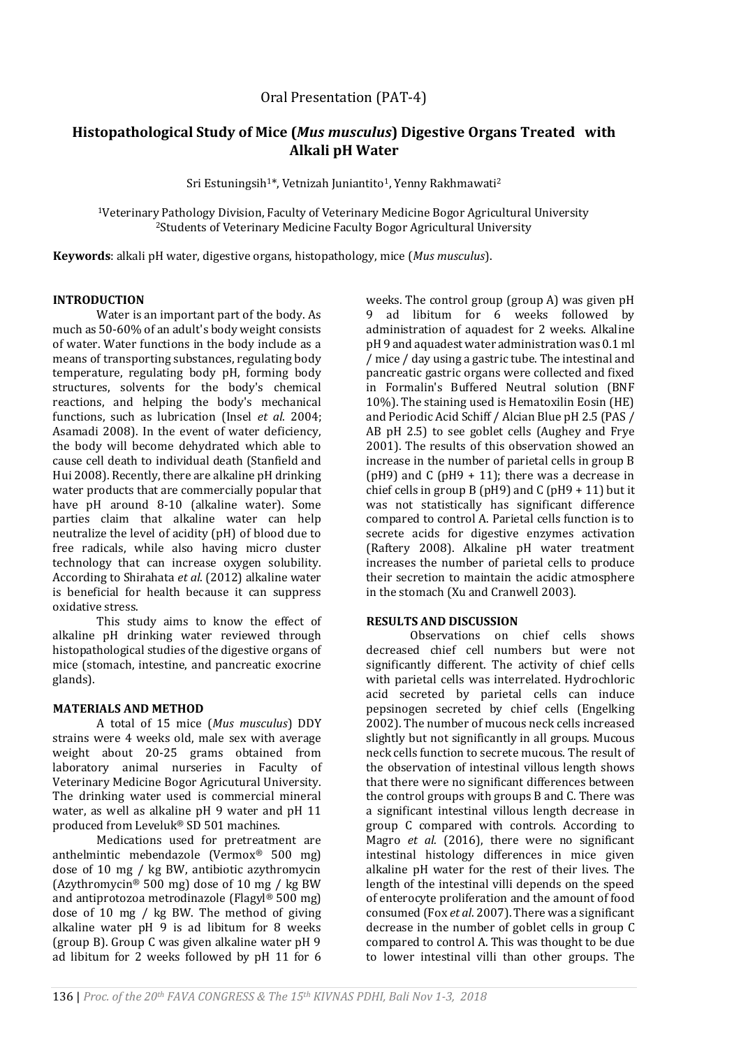Oral Presentation (PAT-4)

# Histopathological Study of Mice (*Mus musculus*) Digestive Organs Treated with Alkali pH Water

Sri Estuningsih[1]*, Vetnizah Juniantito[1], Yenny Rakhmawati[2]

[1]Veterinary Pathology Division, Faculty of Veterinary Medicine Bogor Agricultural University
[2]Students of Veterinary Medicine Faculty Bogor Agricultural University

**Keywords**: alkali pH water, digestive organs, histopathology, mice (*Mus musculus*).

## INTRODUCTION

Water is an important part of the body. As much as 50-60% of an adult's body weight consists of water. Water functions in the body include as a means of transporting substances, regulating body temperature, regulating body pH, forming body structures, solvents for the body's chemical reactions, and helping the body's mechanical functions, such as lubrication (Insel *et al.* 2004; Asamadi 2008). In the event of water deficiency, the body will become dehydrated which able to cause cell death to individual death (Stanfield and Hui 2008). Recently, there are alkaline pH drinking water products that are commercially popular that have pH around 8-10 (alkaline water). Some parties claim that alkaline water can help neutralize the level of acidity (pH) of blood due to free radicals, while also having micro cluster technology that can increase oxygen solubility. According to Shirahata *et al.* (2012) alkaline water is beneficial for health because it can suppress oxidative stress.

This study aims to know the effect of alkaline pH drinking water reviewed through histopathological studies of the digestive organs of mice (stomach, intestine, and pancreatic exocrine glands).

## MATERIALS AND METHOD

A total of 15 mice (*Mus musculus*) DDY strains were 4 weeks old, male sex with average weight about 20-25 grams obtained from laboratory animal nurseries in Faculty of Veterinary Medicine Bogor Agricultural University. The drinking water used is commercial mineral water, as well as alkaline pH 9 water and pH 11 produced from Leveluk® SD 501 machines.

Medications used for pretreatment are anthelmintic mebendazole (Vermox® 500 mg) dose of 10 mg / kg BW, antibiotic azythromycin (Azythromycin® 500 mg) dose of 10 mg / kg BW and antiprotozoa metrodinazole (Flagyl® 500 mg) dose of 10 mg / kg BW. The method of giving alkaline water pH 9 is ad libitum for 8 weeks (group B). Group C was given alkaline water pH 9 ad libitum for 2 weeks followed by pH 11 for 6 weeks. The control group (group A) was given pH 9 ad libitum for 6 weeks followed by administration of aquadest for 2 weeks. Alkaline pH 9 and aquadest water administration was 0.1 ml / mice / day using a gastric tube. The intestinal and pancreatic gastric organs were collected and fixed in Formalin's Buffered Neutral solution (BNF 10%). The staining used is Hematoxilin Eosin (HE) and Periodic Acid Schiff / Alcian Blue pH 2.5 (PAS / AB pH 2.5) to see goblet cells (Aughey and Frye 2001). The results of this observation showed an increase in the number of parietal cells in group B (pH9) and C (pH9 + 11); there was a decrease in chief cells in group B (pH9) and C (pH9 + 11) but it was not statistically has significant difference compared to control A. Parietal cells function is to secrete acids for digestive enzymes activation (Raftery 2008). Alkaline pH water treatment increases the number of parietal cells to produce their secretion to maintain the acidic atmosphere in the stomach (Xu and Cranwell 2003).

## RESULTS AND DISCUSSION

Observations on chief cells shows decreased chief cell numbers but were not significantly different. The activity of chief cells with parietal cells was interrelated. Hydrochloric acid secreted by parietal cells can induce pepsinogen secreted by chief cells (Engelking 2002). The number of mucous neck cells increased slightly but not significantly in all groups. Mucous neck cells function to secrete mucous. The result of the observation of intestinal villous length shows that there were no significant differences between the control groups with groups B and C. There was a significant intestinal villous length decrease in group C compared with controls. According to Magro *et al.* (2016), there were no significant intestinal histology differences in mice given alkaline pH water for the rest of their lives. The length of the intestinal villi depends on the speed of enterocyte proliferation and the amount of food consumed (Fox *et al*. 2007). There was a significant decrease in the number of goblet cells in group C compared to control A. This was thought to be due to lower intestinal villi than other groups. The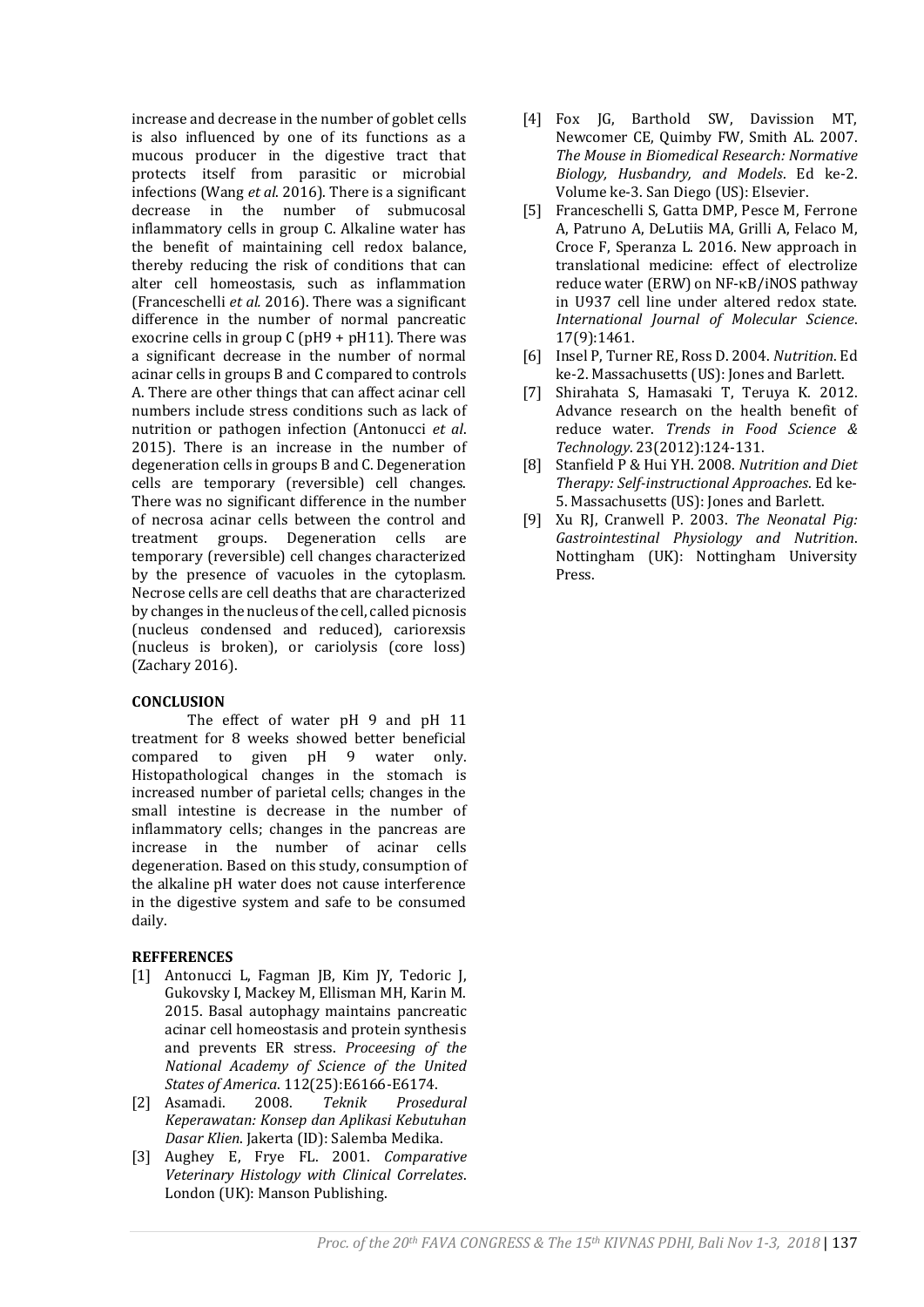increase and decrease in the number of goblet cells is also influenced by one of its functions as a mucous producer in the digestive tract that protects itself from parasitic or microbial infections (Wang *et al.* 2016). There is a significant decrease in the number of submucosal inflammatory cells in group C. Alkaline water has the benefit of maintaining cell redox balance, thereby reducing the risk of conditions that can alter cell homeostasis, such as inflammation (Franceschelli *et al.* 2016). There was a significant difference in the number of normal pancreatic exocrine cells in group C (pH9 + pH11). There was a significant decrease in the number of normal acinar cells in groups B and C compared to controls A. There are other things that can affect acinar cell numbers include stress conditions such as lack of nutrition or pathogen infection (Antonucci *et al*. 2015). There is an increase in the number of degeneration cells in groups B and C. Degeneration cells are temporary (reversible) cell changes. There was no significant difference in the number of necrosa acinar cells between the control and treatment groups. Degeneration cells are temporary (reversible) cell changes characterized by the presence of vacuoles in the cytoplasm. Necrose cells are cell deaths that are characterized by changes in the nucleus of the cell, called picnosis (nucleus condensed and reduced), cariorexsis (nucleus is broken), or cariolysis (core loss) (Zachary 2016).

## CONCLUSION

The effect of water pH 9 and pH 11 treatment for 8 weeks showed better beneficial compared to given pH 9 water only. Histopathological changes in the stomach is increased number of parietal cells; changes in the small intestine is decrease in the number of inflammatory cells; changes in the pancreas are increase in the number of acinar cells degeneration. Based on this study, consumption of the alkaline pH water does not cause interference in the digestive system and safe to be consumed daily.

## REFFERENCES

[1] Antonucci L, Fagman JB, Kim JY, Tedoric J, Gukovsky I, Mackey M, Ellisman MH, Karin M. 2015. Basal autophagy maintains pancreatic acinar cell homeostasis and protein synthesis and prevents ER stress. *Proceesing of the National Academy of Science of the United States of America*. 112(25):E6166-E6174.

[2] Asamadi. 2008. *Teknik Prosedural Keperawatan: Konsep dan Aplikasi Kebutuhan Dasar Klien*. Jakerta (ID): Salemba Medika.

[3] Aughey E, Frye FL. 2001. *Comparative Veterinary Histology with Clinical Correlates*. London (UK): Manson Publishing.

[4] Fox JG, Barthold SW, Davission MT, Newcomer CE, Quimby FW, Smith AL. 2007. *The Mouse in Biomedical Research: Normative Biology, Husbandry, and Models*. Ed ke-2. Volume ke-3. San Diego (US): Elsevier.

[5] Franceschelli S, Gatta DMP, Pesce M, Ferrone A, Patruno A, DeLutiis MA, Grilli A, Felaco M, Croce F, Speranza L. 2016. New approach in translational medicine: effect of electrolize reduce water (ERW) on NF-κB/iNOS pathway in U937 cell line under altered redox state. *International Journal of Molecular Science*. 17(9):1461.

[6] Insel P, Turner RE, Ross D. 2004. *Nutrition*. Ed ke-2. Massachusetts (US): Jones and Barlett.

[7] Shirahata S, Hamasaki T, Teruya K. 2012. Advance research on the health benefit of reduce water. *Trends in Food Science & Technology*. 23(2012):124-131.

[8] Stanfield P & Hui YH. 2008. *Nutrition and Diet Therapy: Self-instructional Approaches*. Ed ke-5. Massachusetts (US): Jones and Barlett.

[9] Xu RJ, Cranwell P. 2003. *The Neonatal Pig: Gastrointestinal Physiology and Nutrition*. Nottingham (UK): Nottingham University Press.